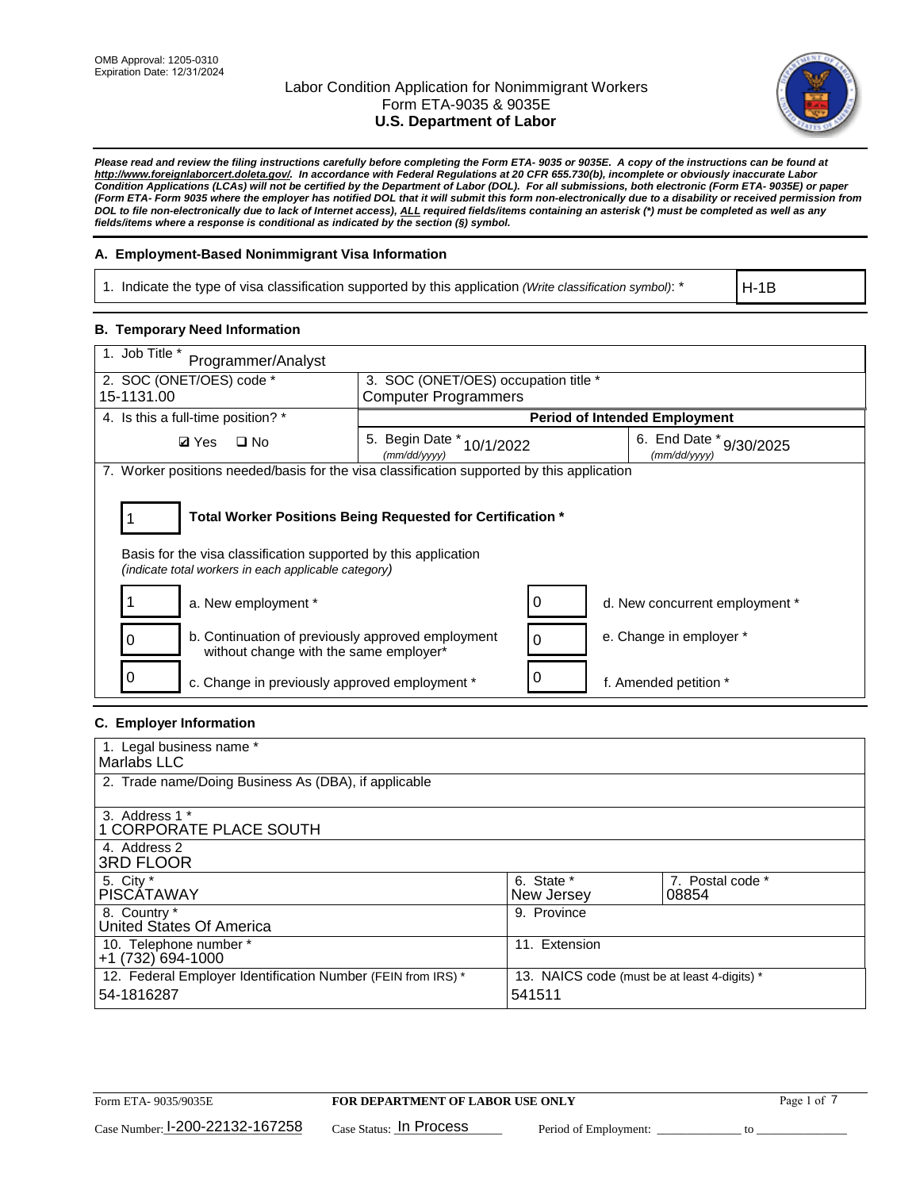OMB Approval: 1205-0310
Expiration Date: 12/31/2024

# Labor Condition Application for Nonimmigrant Workers
## Form ETA-9035 & 9035E
## U.S. Department of Labor

***Please read and review the filing instructions carefully before completing the Form ETA- 9035 or 9035E. A copy of the instructions can be found at http://www.foreignlaborcert.doleta.gov/. In accordance with Federal Regulations at 20 CFR 655.730(b), incomplete or obviously inaccurate Labor Condition Applications (LCAs) will not be certified by the Department of Labor (DOL). For all submissions, both electronic (Form ETA- 9035E) or paper (Form ETA- Form 9035 where the employer has notified DOL that it will submit this form non-electronically due to a disability or received permission from DOL to file non-electronically due to lack of Internet access), ALL required fields/items containing an asterisk (*) must be completed as well as any fields/items where a response is conditional as indicated by the section (§) symbol.***

### A. Employment-Based Nonimmigrant Visa Information

| 1. Indicate the type of visa classification supported by this application *(Write classification symbol)*: * | H-1B |
|---|---|

### B. Temporary Need Information

| 1. Job Title * Programmer/Analyst | | |
|---|---|---|
| 2. SOC (ONET/OES) code * 15-1131.00 | 3. SOC (ONET/OES) occupation title * Computer Programmers | |
| 4. Is this a full-time position? * | **Period of Intended Employment** | |
| ☑ Yes ☐ No | 5. Begin Date * (mm/dd/yyyy) 10/1/2022 | 6. End Date * (mm/dd/yyyy) 9/30/2025 |

7. Worker positions needed/basis for the visa classification supported by this application

1 **Total Worker Positions Being Requested for Certification ***

Basis for the visa classification supported by this application
*(indicate total workers in each applicable category)*

| | | | |
|---|---|---|---|
| 1 | a. New employment * | 0 | d. New concurrent employment * |
| 0 | b. Continuation of previously approved employment without change with the same employer* | 0 | e. Change in employer * |
| 0 | c. Change in previously approved employment * | 0 | f. Amended petition * |

### C. Employer Information

| | | |
|---|---|---|
| 1. Legal business name * Marlabs LLC | | |
| 2. Trade name/Doing Business As (DBA), if applicable | | |
| 3. Address 1 * 1 CORPORATE PLACE SOUTH | | |
| 4. Address 2 3RD FLOOR | | |
| 5. City * PISCATAWAY | 6. State * New Jersey | 7. Postal code * 08854 |
| 8. Country * United States Of America | 9. Province | |
| 10. Telephone number * +1 (732) 694-1000 | 11. Extension | |
| 12. Federal Employer Identification Number (FEIN from IRS) * 54-1816287 | 13. NAICS code (must be at least 4-digits) * 541511 | |

Form ETA- 9035/9035E | **FOR DEPARTMENT OF LABOR USE ONLY**

Case Number: I-200-22132-167258 Case Status: In Process Period of Employment: _____________ to _____________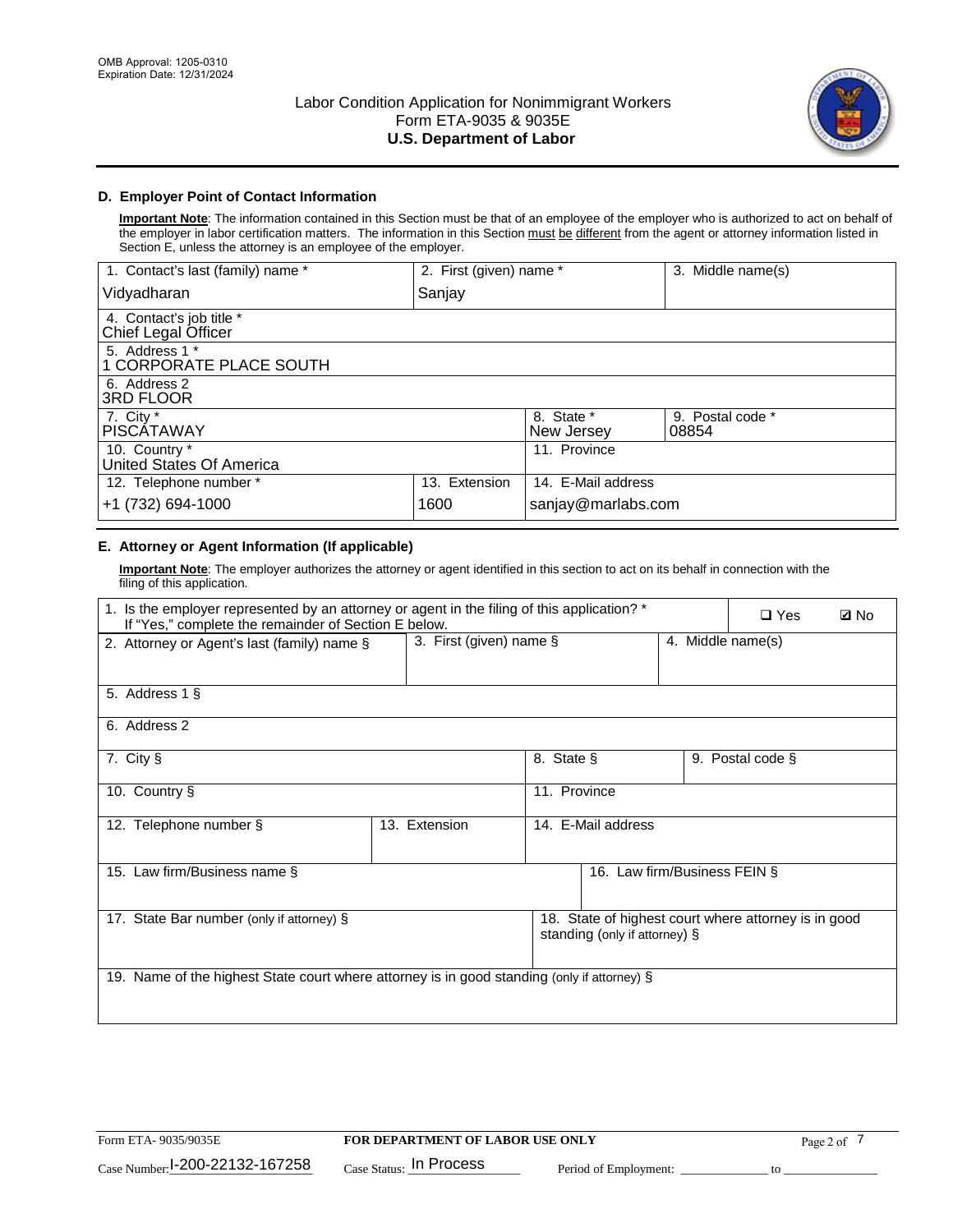OMB Approval: 1205-0310
Expiration Date: 12/31/2024

# Labor Condition Application for Nonimmigrant Workers
## Form ETA-9035 & 9035E
## U.S. Department of Labor

### D. Employer Point of Contact Information

**Important Note**: The information contained in this Section must be that of an employee of the employer who is authorized to act on behalf of the employer in labor certification matters. The information in this Section must be different from the agent or attorney information listed in Section E, unless the attorney is an employee of the employer.

| 1. Contact's last (family) name * | 2. First (given) name * | 3. Middle name(s) |
|---|---|---|
| Vidyadharan | Sanjay | |

| 4. Contact's job title * |
|---|
| Chief Legal Officer |

| 5. Address 1 * |
|---|
| 1 CORPORATE PLACE SOUTH |

| 6. Address 2 |
|---|
| 3RD FLOOR |

| 7. City * | 8. State * | 9. Postal code * |
|---|---|---|
| PISCATAWAY | New Jersey | 08854 |

| 10. Country * | 11. Province |
|---|---|
| United States Of America | |

| 12. Telephone number * | 13. Extension | 14. E-Mail address |
|---|---|---|
| +1 (732) 694-1000 | 1600 | sanjay@marlabs.com |

### E. Attorney or Agent Information (If applicable)

**Important Note**: The employer authorizes the attorney or agent identified in this section to act on its behalf in connection with the filing of this application.

1. Is the employer represented by an attorney or agent in the filing of this application? * If "Yes," complete the remainder of Section E below. ☐ Yes ☑ No

| 2. Attorney or Agent's last (family) name § | 3. First (given) name § | 4. Middle name(s) |
|---|---|---|
| | | |

| 5. Address 1 § |
|---|
| |

| 6. Address 2 |
|---|
| |

| 7. City § | 8. State § | 9. Postal code § |
|---|---|---|
| | | |

| 10. Country § | 11. Province |
|---|---|
| | |

| 12. Telephone number § | 13. Extension | 14. E-Mail address |
|---|---|---|
| | | |

| 15. Law firm/Business name § | 16. Law firm/Business FEIN § |
|---|---|
| | |

| 17. State Bar number (only if attorney) § | 18. State of highest court where attorney is in good standing (only if attorney) § |
|---|---|
| | |

| 19. Name of the highest State court where attorney is in good standing (only if attorney) § |
|---|
| |

Form ETA- 9035/9035E — FOR DEPARTMENT OF LABOR USE ONLY

Case Number: I-200-22132-167258 Case Status: In Process Period of Employment: _____________ to _____________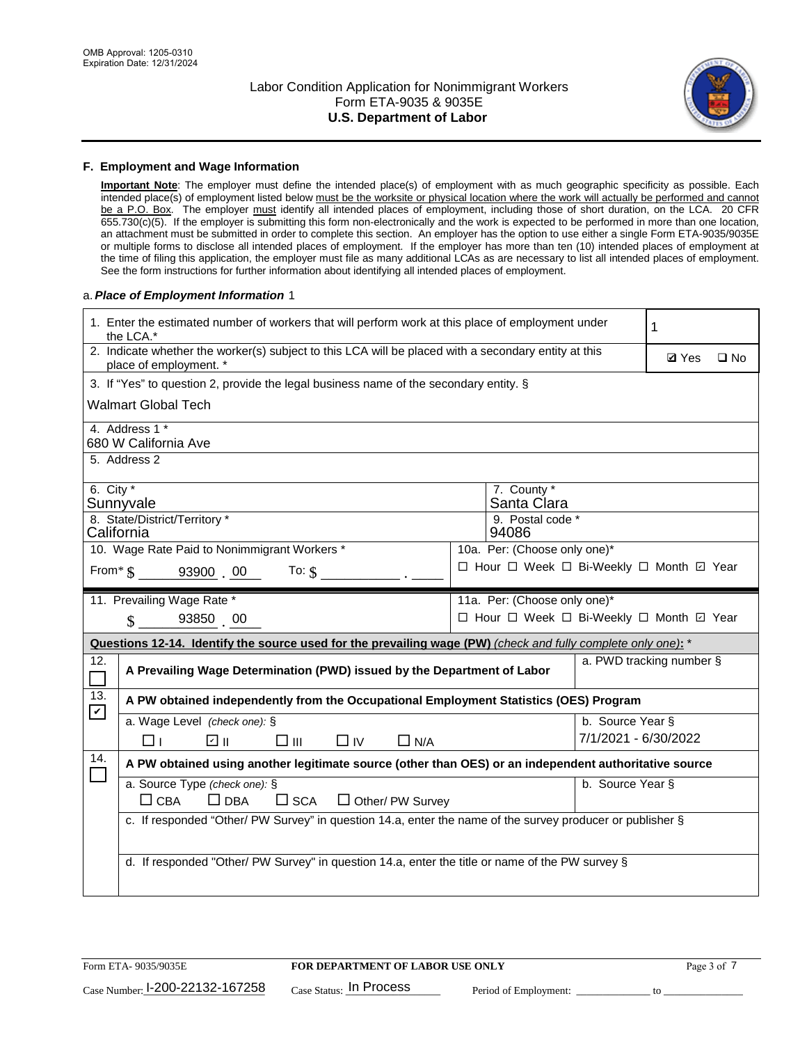OMB Approval: 1205-0310
Expiration Date: 12/31/2024

# Labor Condition Application for Nonimmigrant Workers
## Form ETA-9035 & 9035E
## U.S. Department of Labor

### F. Employment and Wage Information

**Important Note**: The employer must define the intended place(s) of employment with as much geographic specificity as possible. Each intended place(s) of employment listed below must be the worksite or physical location where the work will actually be performed and cannot be a P.O. Box. The employer must identify all intended places of employment, including those of short duration, on the LCA. 20 CFR 655.730(c)(5). If the employer is submitting this form non-electronically and the work is expected to be performed in more than one location, an attachment must be submitted in order to complete this section. An employer has the option to use either a single Form ETA-9035/9035E or multiple forms to disclose all intended places of employment. If the employer has more than ten (10) intended places of employment at the time of filing this application, the employer must file as many additional LCAs as are necessary to list all intended places of employment. See the form instructions for further information about identifying all intended places of employment.

a. *Place of Employment Information* 1

| | |
|---|---|
| 1. Enter the estimated number of workers that will perform work at this place of employment under the LCA.* | 1 |
| 2. Indicate whether the worker(s) subject to this LCA will be placed with a secondary entity at this place of employment. * | ☑ Yes ☐ No |
| 3. If "Yes" to question 2, provide the legal business name of the secondary entity. § Walmart Global Tech | |
| 4. Address 1 * 680 W California Ave | |
| 5. Address 2 | |
| 6. City * Sunnyvale | 7. County * Santa Clara |
| 8. State/District/Territory * California | 9. Postal code * 94086 |
| 10. Wage Rate Paid to Nonimmigrant Workers * From* $ 93900 . 00 To: $ ___ . ___ | 10a. Per: (Choose only one)* ☐ Hour ☐ Week ☐ Bi-Weekly ☐ Month ☑ Year |
| 11. Prevailing Wage Rate * $ 93850 . 00 | 11a. Per: (Choose only one)* ☐ Hour ☐ Week ☐ Bi-Weekly ☐ Month ☑ Year |

**Questions 12-14. Identify the source used for the prevailing wage (PW)** *(check and fully complete only one)*: *

| | | |
|---|---|---|
| 12. ☐ | **A Prevailing Wage Determination (PWD) issued by the Department of Labor** | a. PWD tracking number § |
| 13. ☑ | **A PW obtained independently from the Occupational Employment Statistics (OES) Program** | |
| | a. Wage Level *(check one)*: § ☐ I ☑ II ☐ III ☐ IV ☐ N/A | b. Source Year § 7/1/2021 - 6/30/2022 |
| 14. ☐ | **A PW obtained using another legitimate source (other than OES) or an independent authoritative source** | |
| | a. Source Type *(check one)*: § ☐ CBA ☐ DBA ☐ SCA ☐ Other/ PW Survey | b. Source Year § |
| | c. If responded "Other/ PW Survey" in question 14.a, enter the name of the survey producer or publisher § | |
| | d. If responded "Other/ PW Survey" in question 14.a, enter the title or name of the PW survey § | |

Form ETA- 9035/9035E | **FOR DEPARTMENT OF LABOR USE ONLY**

Case Number: I-200-22132-167258 Case Status: In Process Period of Employment: ___ to ___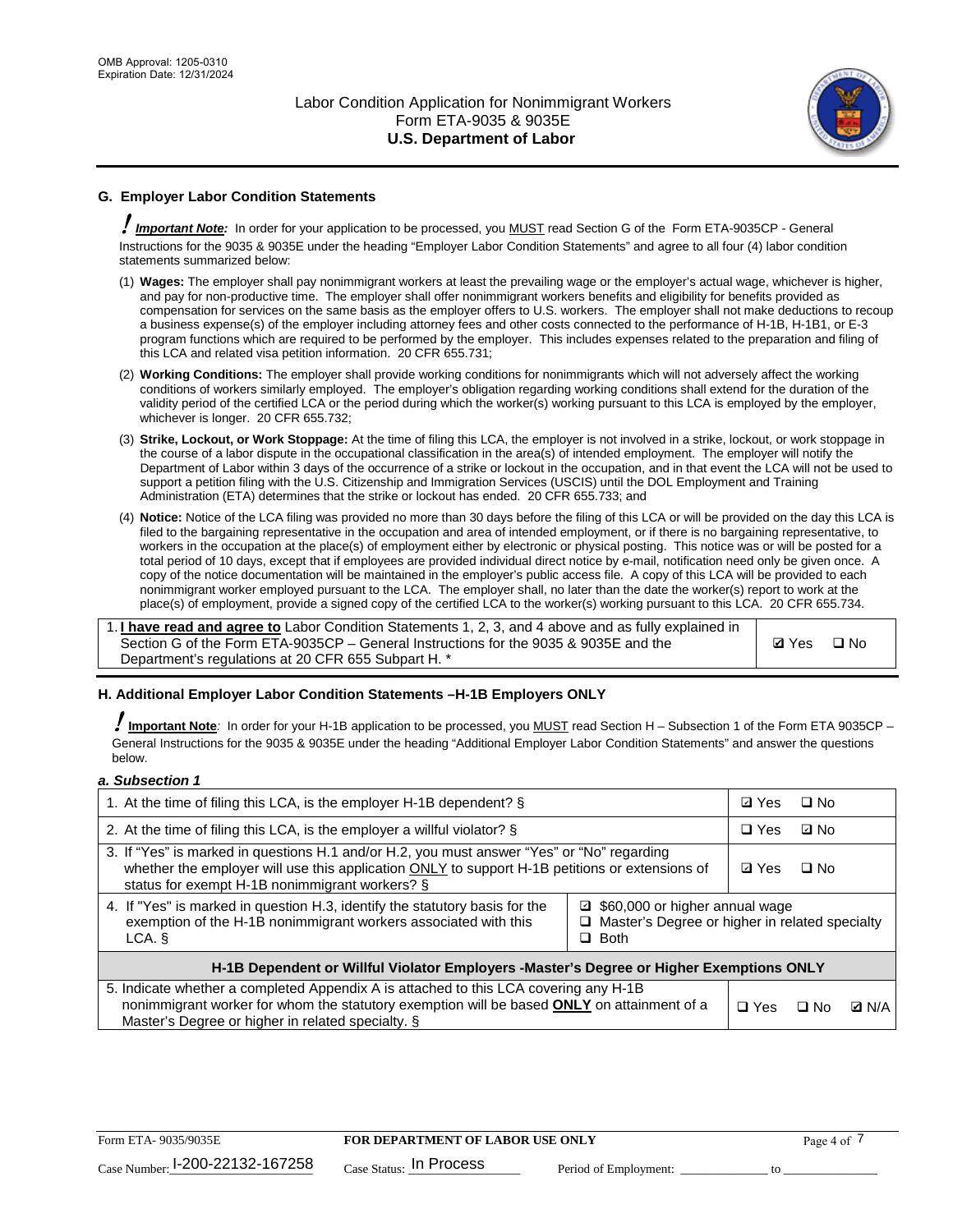## G. Employer Labor Condition Statements

**! *Important Note:*** In order for your application to be processed, you MUST read Section G of the Form ETA-9035CP - General Instructions for the 9035 & 9035E under the heading "Employer Labor Condition Statements" and agree to all four (4) labor condition statements summarized below:

(1) **Wages:** The employer shall pay nonimmigrant workers at least the prevailing wage or the employer's actual wage, whichever is higher, and pay for non-productive time. The employer shall offer nonimmigrant workers benefits and eligibility for benefits provided as compensation for services on the same basis as the employer offers to U.S. workers. The employer shall not make deductions to recoup a business expense(s) of the employer including attorney fees and other costs connected to the performance of H-1B, H-1B1, or E-3 program functions which are required to be performed by the employer. This includes expenses related to the preparation and filing of this LCA and related visa petition information. 20 CFR 655.731;

(2) **Working Conditions:** The employer shall provide working conditions for nonimmigrants which will not adversely affect the working conditions of workers similarly employed. The employer's obligation regarding working conditions shall extend for the duration of the validity period of the certified LCA or the period during which the worker(s) working pursuant to this LCA is employed by the employer, whichever is longer. 20 CFR 655.732;

(3) **Strike, Lockout, or Work Stoppage:** At the time of filing this LCA, the employer is not involved in a strike, lockout, or work stoppage in the course of a labor dispute in the occupational classification in the area(s) of intended employment. The employer will notify the Department of Labor within 3 days of the occurrence of a strike or lockout in the occupation, and in that event the LCA will not be used to support a petition filing with the U.S. Citizenship and Immigration Services (USCIS) until the DOL Employment and Training Administration (ETA) determines that the strike or lockout has ended. 20 CFR 655.733; and

(4) **Notice:** Notice of the LCA filing was provided no more than 30 days before the filing of this LCA or will be provided on the day this LCA is filed to the bargaining representative in the occupation and area of intended employment, or if there is no bargaining representative, to workers in the occupation at the place(s) of employment either by electronic or physical posting. This notice was or will be posted for a total period of 10 days, except that if employees are provided individual direct notice by e-mail, notification need only be given once. A copy of the notice documentation will be maintained in the employer's public access file. A copy of this LCA will be provided to each nonimmigrant worker employed pursuant to the LCA. The employer shall, no later than the date the worker(s) report to work at the place(s) of employment, provide a signed copy of the certified LCA to the worker(s) working pursuant to this LCA. 20 CFR 655.734.

| | |
|---|---|
| 1. **I have read and agree to** Labor Condition Statements 1, 2, 3, and 4 above and as fully explained in Section G of the Form ETA-9035CP – General Instructions for the 9035 & 9035E and the Department's regulations at 20 CFR 655 Subpart H. * | ☑ Yes ☐ No |

## H. Additional Employer Labor Condition Statements –H-1B Employers ONLY

**! Important Note**: In order for your H-1B application to be processed, you MUST read Section H – Subsection 1 of the Form ETA 9035CP – General Instructions for the 9035 & 9035E under the heading "Additional Employer Labor Condition Statements" and answer the questions below.

***a. Subsection 1***

| | |
|---|---|
| 1. At the time of filing this LCA, is the employer H-1B dependent? § | ☑ Yes ☐ No |
| 2. At the time of filing this LCA, is the employer a willful violator? § | ☐ Yes ☑ No |
| 3. If "Yes" is marked in questions H.1 and/or H.2, you must answer "Yes" or "No" regarding whether the employer will use this application ONLY to support H-1B petitions or extensions of status for exempt H-1B nonimmigrant workers? § | ☑ Yes ☐ No |
| 4. If "Yes" is marked in question H.3, identify the statutory basis for the exemption of the H-1B nonimmigrant workers associated with this LCA. § | ☑ $60,000 or higher annual wage<br>☐ Master's Degree or higher in related specialty<br>☐ Both |
| **H-1B Dependent or Willful Violator Employers -Master's Degree or Higher Exemptions ONLY** | |
| 5. Indicate whether a completed Appendix A is attached to this LCA covering any H-1B nonimmigrant worker for whom the statutory exemption will be based **ONLY** on attainment of a Master's Degree or higher in related specialty. § | ☐ Yes ☐ No ☑ N/A |

Form ETA- 9035/9035E — FOR DEPARTMENT OF LABOR USE ONLY

Case Number: I-200-22132-167258 Case Status: In Process Period of Employment: _____________ to _____________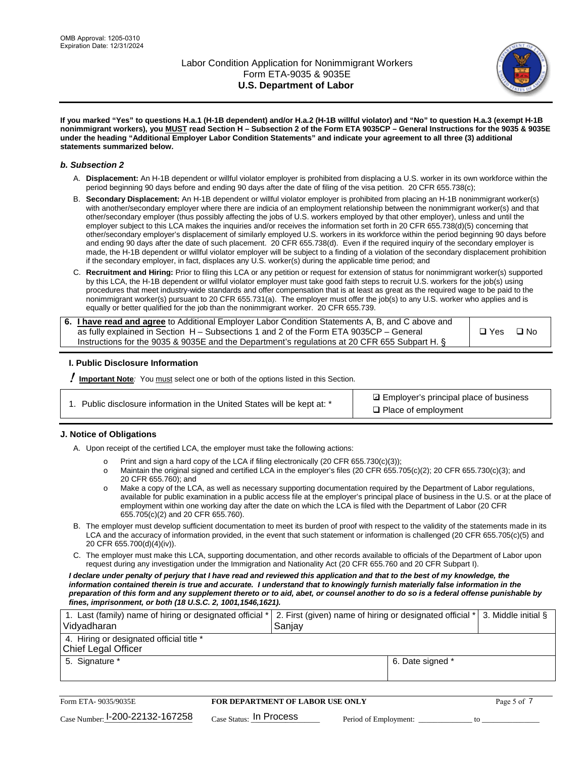If you marked "Yes" to questions H.a.1 (H-1B dependent) and/or H.a.2 (H-1B willful violator) and "No" to question H.a.3 (exempt H-1B nonimmigrant workers), you MUST read Section H – Subsection 2 of the Form ETA 9035CP – General Instructions for the 9035 & 9035E under the heading "Additional Employer Labor Condition Statements" and indicate your agreement to all three (3) additional statements summarized below.

### b. Subsection 2

A. **Displacement:** An H-1B dependent or willful violator employer is prohibited from displacing a U.S. worker in its own workforce within the period beginning 90 days before and ending 90 days after the date of filing of the visa petition. 20 CFR 655.738(c);

B. **Secondary Displacement:** An H-1B dependent or willful violator employer is prohibited from placing an H-1B nonimmigrant worker(s) with another/secondary employer where there are indicia of an employment relationship between the nonimmigrant worker(s) and that other/secondary employer (thus possibly affecting the jobs of U.S. workers employed by that other employer), unless and until the employer subject to this LCA makes the inquiries and/or receives the information set forth in 20 CFR 655.738(d)(5) concerning that other/secondary employer's displacement of similarly employed U.S. workers in its workforce within the period beginning 90 days before and ending 90 days after the date of such placement. 20 CFR 655.738(d). Even if the required inquiry of the secondary employer is made, the H-1B dependent or willful violator employer will be subject to a finding of a violation of the secondary displacement prohibition if the secondary employer, in fact, displaces any U.S. worker(s) during the applicable time period; and

C. **Recruitment and Hiring:** Prior to filing this LCA or any petition or request for extension of status for nonimmigrant worker(s) supported by this LCA, the H-1B dependent or willful violator employer must take good faith steps to recruit U.S. workers for the job(s) using procedures that meet industry-wide standards and offer compensation that is at least as great as the required wage to be paid to the nonimmigrant worker(s) pursuant to 20 CFR 655.731(a). The employer must offer the job(s) to any U.S. worker who applies and is equally or better qualified for the job than the nonimmigrant worker. 20 CFR 655.739.

| 6. **I have read and agree** to Additional Employer Labor Condition Statements A, B, and C above and as fully explained in Section H – Subsections 1 and 2 of the Form ETA 9035CP – General Instructions for the 9035 & 9035E and the Department's regulations at 20 CFR 655 Subpart H. § | ❑ Yes ❑ No |
|---|---|

## I. Public Disclosure Information

**! Important Note:** You must select one or both of the options listed in this Section.

| 1. Public disclosure information in the United States will be kept at: * | ☑ Employer's principal place of business<br>❑ Place of employment |
|---|---|

## J. Notice of Obligations

A. Upon receipt of the certified LCA, the employer must take the following actions:

- o Print and sign a hard copy of the LCA if filing electronically (20 CFR 655.730(c)(3));
- o Maintain the original signed and certified LCA in the employer's files (20 CFR 655.705(c)(2); 20 CFR 655.730(c)(3); and 20 CFR 655.760); and
- o Make a copy of the LCA, as well as necessary supporting documentation required by the Department of Labor regulations, available for public examination in a public access file at the employer's principal place of business in the U.S. or at the place of employment within one working day after the date on which the LCA is filed with the Department of Labor (20 CFR 655.705(c)(2) and 20 CFR 655.760).

B. The employer must develop sufficient documentation to meet its burden of proof with respect to the validity of the statements made in its LCA and the accuracy of information provided, in the event that such statement or information is challenged (20 CFR 655.705(c)(5) and 20 CFR 655.700(d)(4)(iv)).

C. The employer must make this LCA, supporting documentation, and other records available to officials of the Department of Labor upon request during any investigation under the Immigration and Nationality Act (20 CFR 655.760 and 20 CFR Subpart I).

*I declare under penalty of perjury that I have read and reviewed this application and that to the best of my knowledge, the information contained therein is true and accurate. I understand that to knowingly furnish materially false information in the preparation of this form and any supplement thereto or to aid, abet, or counsel another to do so is a federal offense punishable by fines, imprisonment, or both (18 U.S.C. 2, 1001,1546,1621).*

| 1. Last (family) name of hiring or designated official * | 2. First (given) name of hiring or designated official * | 3. Middle initial § |
|---|---|---|
| Vidyadharan | Sanjay | |
| 4. Hiring or designated official title * | | |
| Chief Legal Officer | | |
| 5. Signature * | 6. Date signed * | |
| | | |

Form ETA- 9035/9035E | **FOR DEPARTMENT OF LABOR USE ONLY**

Case Number: I-200-22132-167258 Case Status: In Process Period of Employment: _____________ to _____________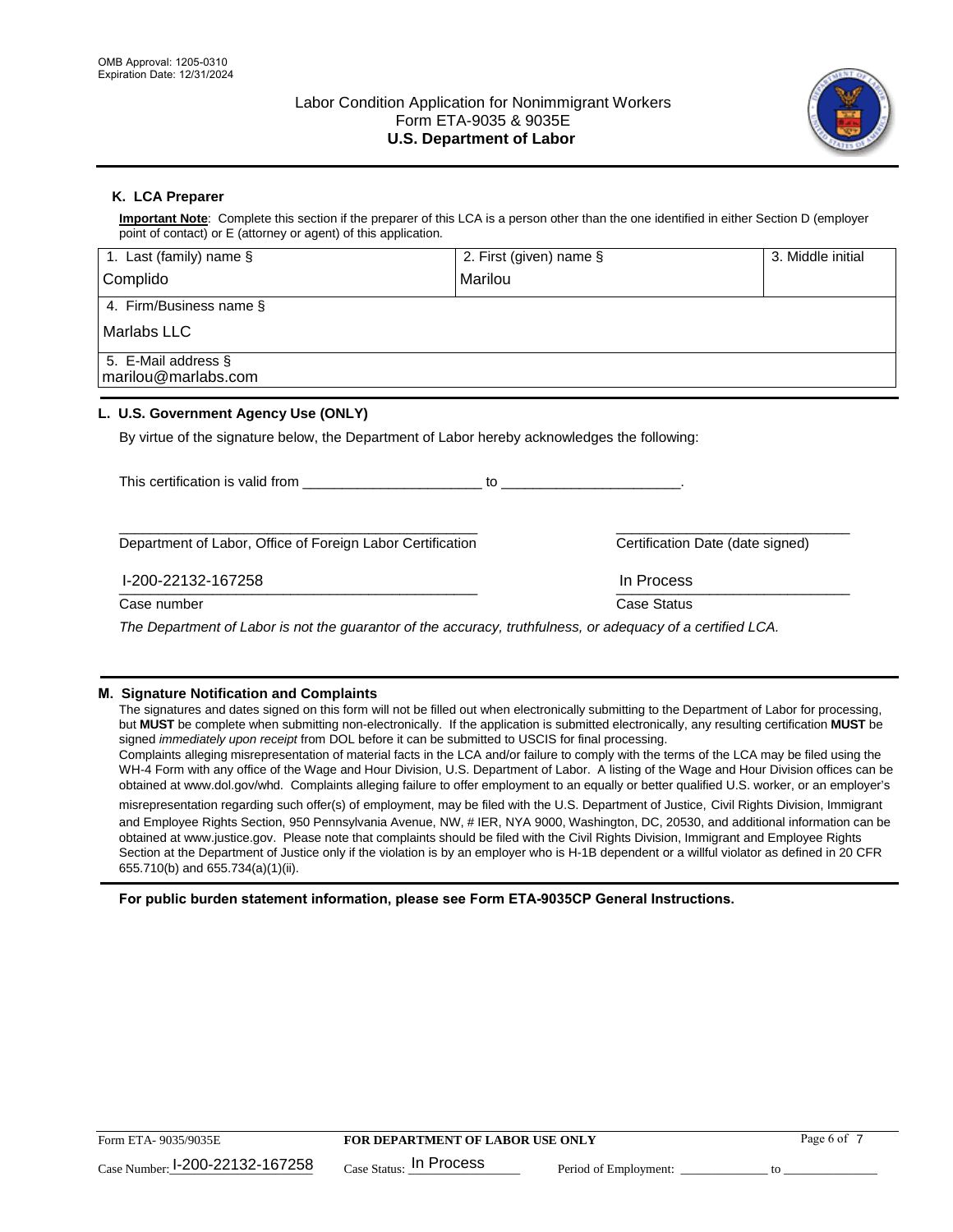OMB Approval: 1205-0310
Expiration Date: 12/31/2024

# Labor Condition Application for Nonimmigrant Workers
Form ETA-9035 & 9035E
**U.S. Department of Labor**

## K. LCA Preparer

**Important Note**: Complete this section if the preparer of this LCA is a person other than the one identified in either Section D (employer point of contact) or E (attorney or agent) of this application.

| 1. Last (family) name § | 2. First (given) name § | 3. Middle initial |
|---|---|---|
| Complido | Marilou | |
| 4. Firm/Business name § | | |
| Marlabs LLC | | |
| 5. E-Mail address § | | |
| marilou@marlabs.com | | |

## L. U.S. Government Agency Use (ONLY)

By virtue of the signature below, the Department of Labor hereby acknowledges the following:

This certification is valid from ______________________ to ______________________.

______________________________________________ ______________________________

Department of Labor, Office of Foreign Labor Certification — Certification Date (date signed)

I-200-22132-167258 — In Process

Case number — Case Status

*The Department of Labor is not the guarantor of the accuracy, truthfulness, or adequacy of a certified LCA.*

## M. Signature Notification and Complaints

The signatures and dates signed on this form will not be filled out when electronically submitting to the Department of Labor for processing, but **MUST** be complete when submitting non-electronically. If the application is submitted electronically, any resulting certification **MUST** be signed *immediately upon receipt* from DOL before it can be submitted to USCIS for final processing.

Complaints alleging misrepresentation of material facts in the LCA and/or failure to comply with the terms of the LCA may be filed using the WH-4 Form with any office of the Wage and Hour Division, U.S. Department of Labor. A listing of the Wage and Hour Division offices can be obtained at www.dol.gov/whd. Complaints alleging failure to offer employment to an equally or better qualified U.S. worker, or an employer's misrepresentation regarding such offer(s) of employment, may be filed with the U.S. Department of Justice, Civil Rights Division, Immigrant and Employee Rights Section, 950 Pennsylvania Avenue, NW, # IER, NYA 9000, Washington, DC, 20530, and additional information can be obtained at www.justice.gov. Please note that complaints should be filed with the Civil Rights Division, Immigrant and Employee Rights Section at the Department of Justice only if the violation is by an employer who is H-1B dependent or a willful violator as defined in 20 CFR 655.710(b) and 655.734(a)(1)(ii).

**For public burden statement information, please see Form ETA-9035CP General Instructions.**

Form ETA- 9035/9035E — **FOR DEPARTMENT OF LABOR USE ONLY**

Case Number: I-200-22132-167258 Case Status: In Process Period of Employment: ____________ to ____________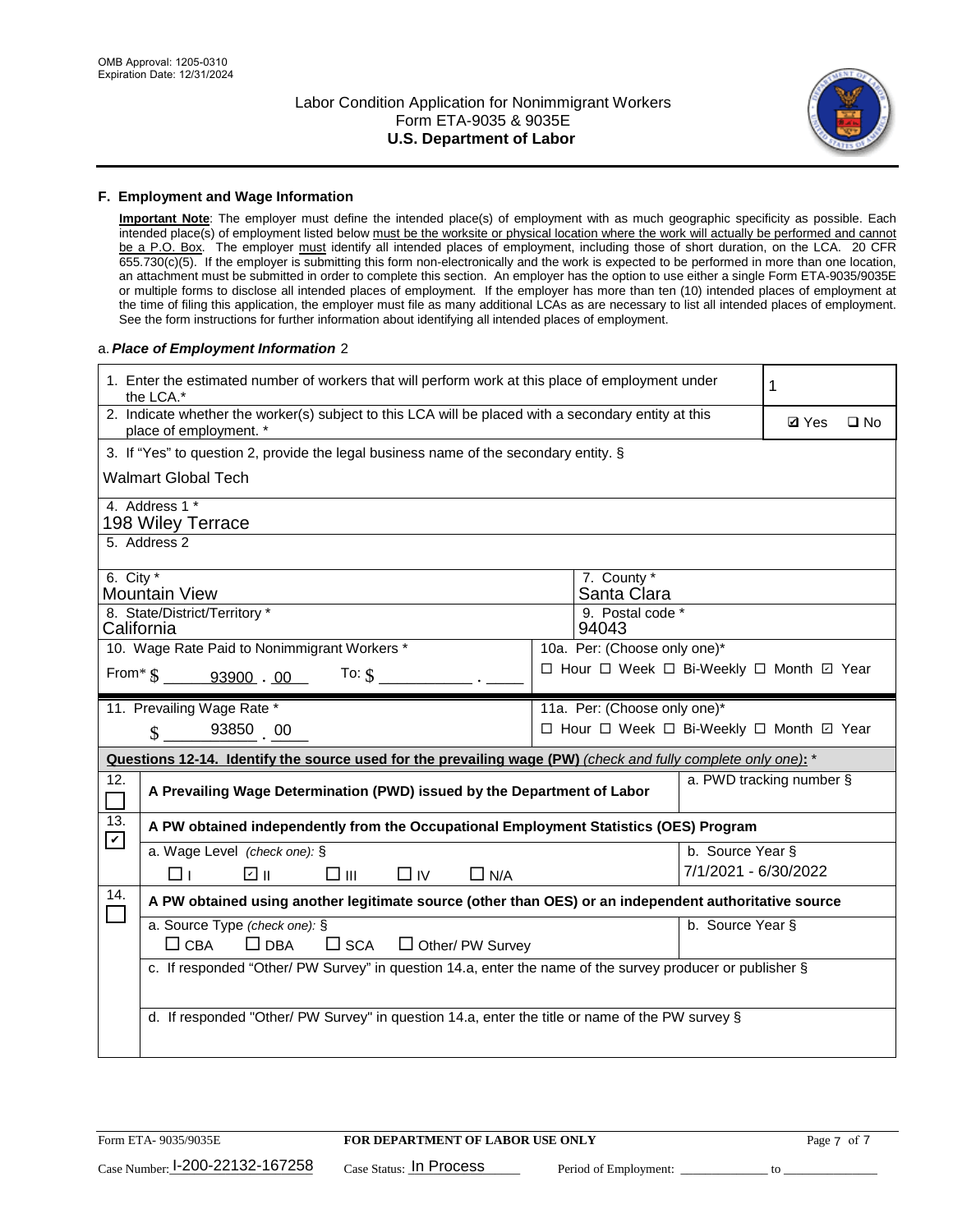OMB Approval: 1205-0310
Expiration Date: 12/31/2024

# Labor Condition Application for Nonimmigrant Workers
## Form ETA-9035 & 9035E
## U.S. Department of Labor

### F. Employment and Wage Information

**Important Note**: The employer must define the intended place(s) of employment with as much geographic specificity as possible. Each intended place(s) of employment listed below must be the worksite or physical location where the work will actually be performed and cannot be a P.O. Box. The employer must identify all intended places of employment, including those of short duration, on the LCA. 20 CFR 655.730(c)(5). If the employer is submitting this form non-electronically and the work is expected to be performed in more than one location, an attachment must be submitted in order to complete this section. An employer has the option to use either a single Form ETA-9035/9035E or multiple forms to disclose all intended places of employment. If the employer has more than ten (10) intended places of employment at the time of filing this application, the employer must file as many additional LCAs as are necessary to list all intended places of employment. See the form instructions for further information about identifying all intended places of employment.

a. ***Place of Employment Information*** 2

| | |
|---|---|
| 1. Enter the estimated number of workers that will perform work at this place of employment under the LCA.* | 1 |
| 2. Indicate whether the worker(s) subject to this LCA will be placed with a secondary entity at this place of employment. * | ☑ Yes ☐ No |
| 3. If "Yes" to question 2, provide the legal business name of the secondary entity. § Walmart Global Tech | |
| 4. Address 1 * 198 Wiley Terrace | |
| 5. Address 2 | |
| 6. City * Mountain View | 7. County * Santa Clara |
| 8. State/District/Territory * California | 9. Postal code * 94043 |
| 10. Wage Rate Paid to Nonimmigrant Workers * From* $ 93900 . 00 To: $ ______ . ____ | 10a. Per: (Choose only one)* ☐ Hour ☐ Week ☐ Bi-Weekly ☐ Month ☑ Year |
| 11. Prevailing Wage Rate * $ 93850 . 00 | 11a. Per: (Choose only one)* ☐ Hour ☐ Week ☐ Bi-Weekly ☐ Month ☑ Year |

**Questions 12-14. Identify the source used for the prevailing wage (PW)** *(check and fully complete only one)*: *

| | | |
|---|---|---|
| 12. ☐ | **A Prevailing Wage Determination (PWD) issued by the Department of Labor** | a. PWD tracking number § |
| 13. ☑ | **A PW obtained independently from the Occupational Employment Statistics (OES) Program** | |
| | a. Wage Level *(check one):* § ☐ I ☑ II ☐ III ☐ IV ☐ N/A | b. Source Year § 7/1/2021 - 6/30/2022 |
| 14. ☐ | **A PW obtained using another legitimate source (other than OES) or an independent authoritative source** | |
| | a. Source Type *(check one):* § ☐ CBA ☐ DBA ☐ SCA ☐ Other/ PW Survey | b. Source Year § |
| | c. If responded "Other/ PW Survey" in question 14.a, enter the name of the survey producer or publisher § | |
| | d. If responded "Other/ PW Survey" in question 14.a, enter the title or name of the PW survey § | |

Form ETA- 9035/9035E | **FOR DEPARTMENT OF LABOR USE ONLY**

Case Number: I-200-22132-167258 | Case Status: In Process | Period of Employment: _____________ to _______________